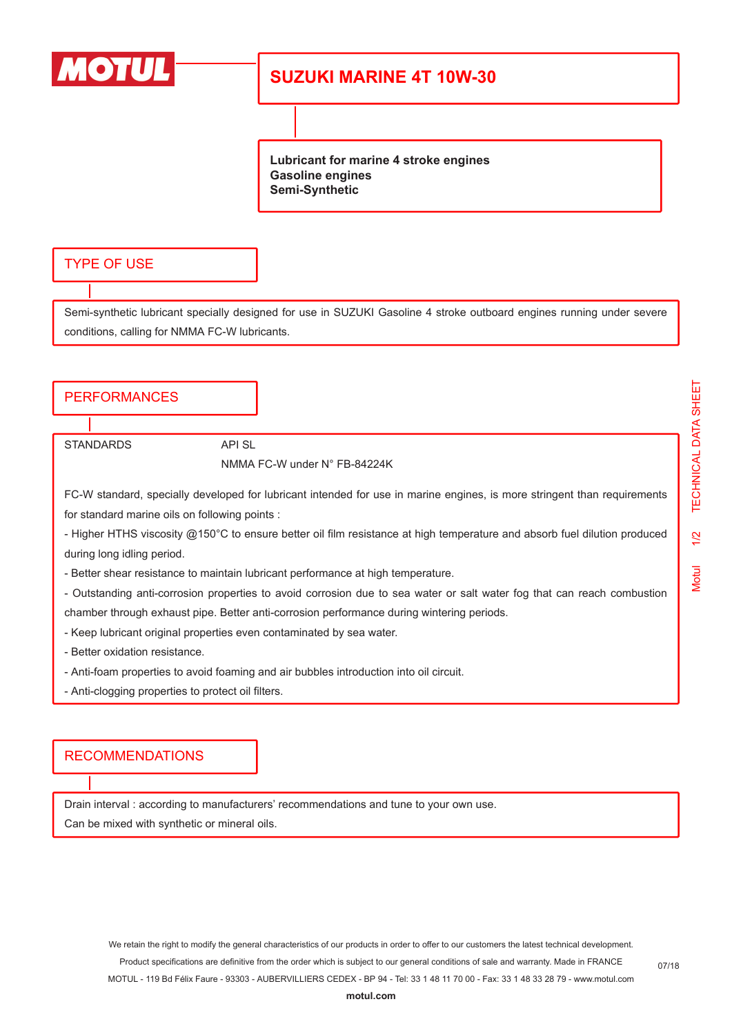# SUZUKI MARINE 4T 10W-30

**Lubricant for marine 4 stroke engines**
**Gasoline engines**
**Semi-Synthetic**

## TYPE OF USE

Semi-synthetic lubricant specially designed for use in SUZUKI Gasoline 4 stroke outboard engines running under severe conditions, calling for NMMA FC-W lubricants.

## PERFORMANCES

| STANDARDS | API SL |
|---|---|
| | NMMA FC-W under N° FB-84224K |

FC-W standard, specially developed for lubricant intended for use in marine engines, is more stringent than requirements for standard marine oils on following points :

- Higher HTHS viscosity @150°C to ensure better oil film resistance at high temperature and absorb fuel dilution produced during long idling period.
- Better shear resistance to maintain lubricant performance at high temperature.
- Outstanding anti-corrosion properties to avoid corrosion due to sea water or salt water fog that can reach combustion chamber through exhaust pipe. Better anti-corrosion performance during wintering periods.
- Keep lubricant original properties even contaminated by sea water.
- Better oxidation resistance.
- Anti-foam properties to avoid foaming and air bubbles introduction into oil circuit.
- Anti-clogging properties to protect oil filters.

## RECOMMENDATIONS

Drain interval : according to manufacturers' recommendations and tune to your own use.
Can be mixed with synthetic or mineral oils.

We retain the right to modify the general characteristics of our products in order to offer to our customers the latest technical development.
Product specifications are definitive from the order which is subject to our general conditions of sale and warranty. Made in FRANCE
MOTUL - 119 Bd Félix Faure - 93303 - AUBERVILLIERS CEDEX - BP 94 - Tel: 33 1 48 11 70 00 - Fax: 33 1 48 33 28 79 - www.motul.com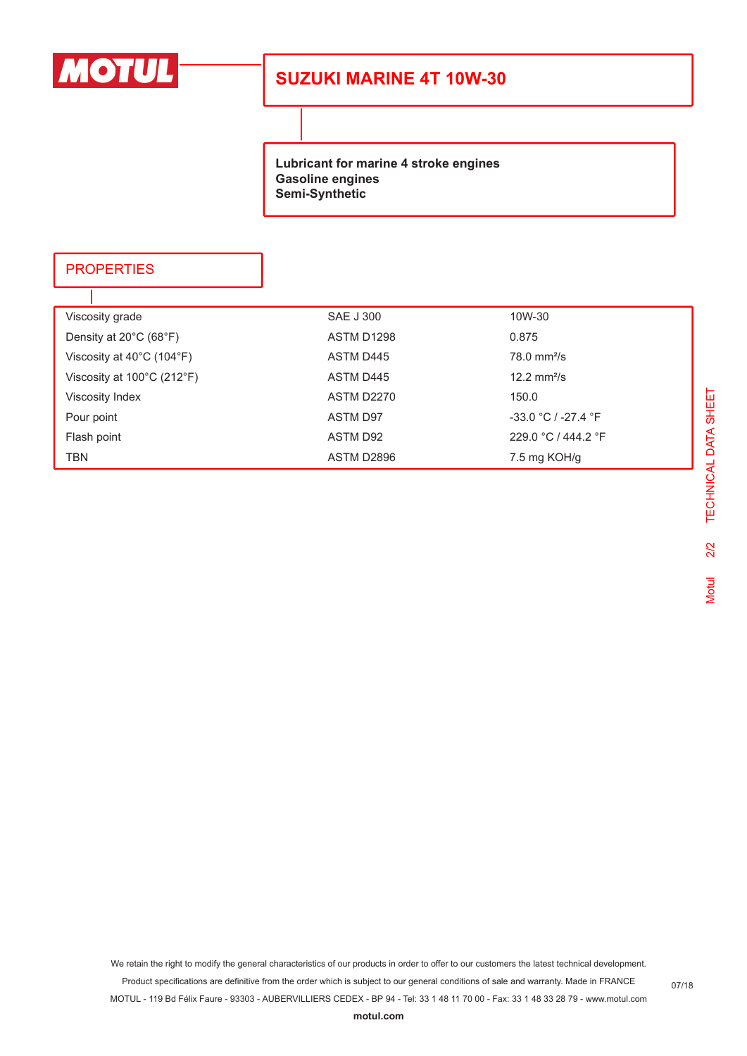# SUZUKI MARINE 4T 10W-30

**Lubricant for marine 4 stroke engines**
**Gasoline engines**
**Semi-Synthetic**

## PROPERTIES

| | | |
|---|---|---|
| Viscosity grade | SAE J 300 | 10W-30 |
| Density at 20°C (68°F) | ASTM D1298 | 0.875 |
| Viscosity at 40°C (104°F) | ASTM D445 | 78.0 mm²/s |
| Viscosity at 100°C (212°F) | ASTM D445 | 12.2 mm²/s |
| Viscosity Index | ASTM D2270 | 150.0 |
| Pour point | ASTM D97 | -33.0 °C / -27.4 °F |
| Flash point | ASTM D92 | 229.0 °C / 444.2 °F |
| TBN | ASTM D2896 | 7.5 mg KOH/g |

We retain the right to modify the general characteristics of our products in order to offer to our customers the latest technical development.
Product specifications are definitive from the order which is subject to our general conditions of sale and warranty. Made in FRANCE
MOTUL - 119 Bd Félix Faure - 93303 - AUBERVILLIERS CEDEX - BP 94 - Tel: 33 1 48 11 70 00 - Fax: 33 1 48 33 28 79 - www.motul.com

07/18